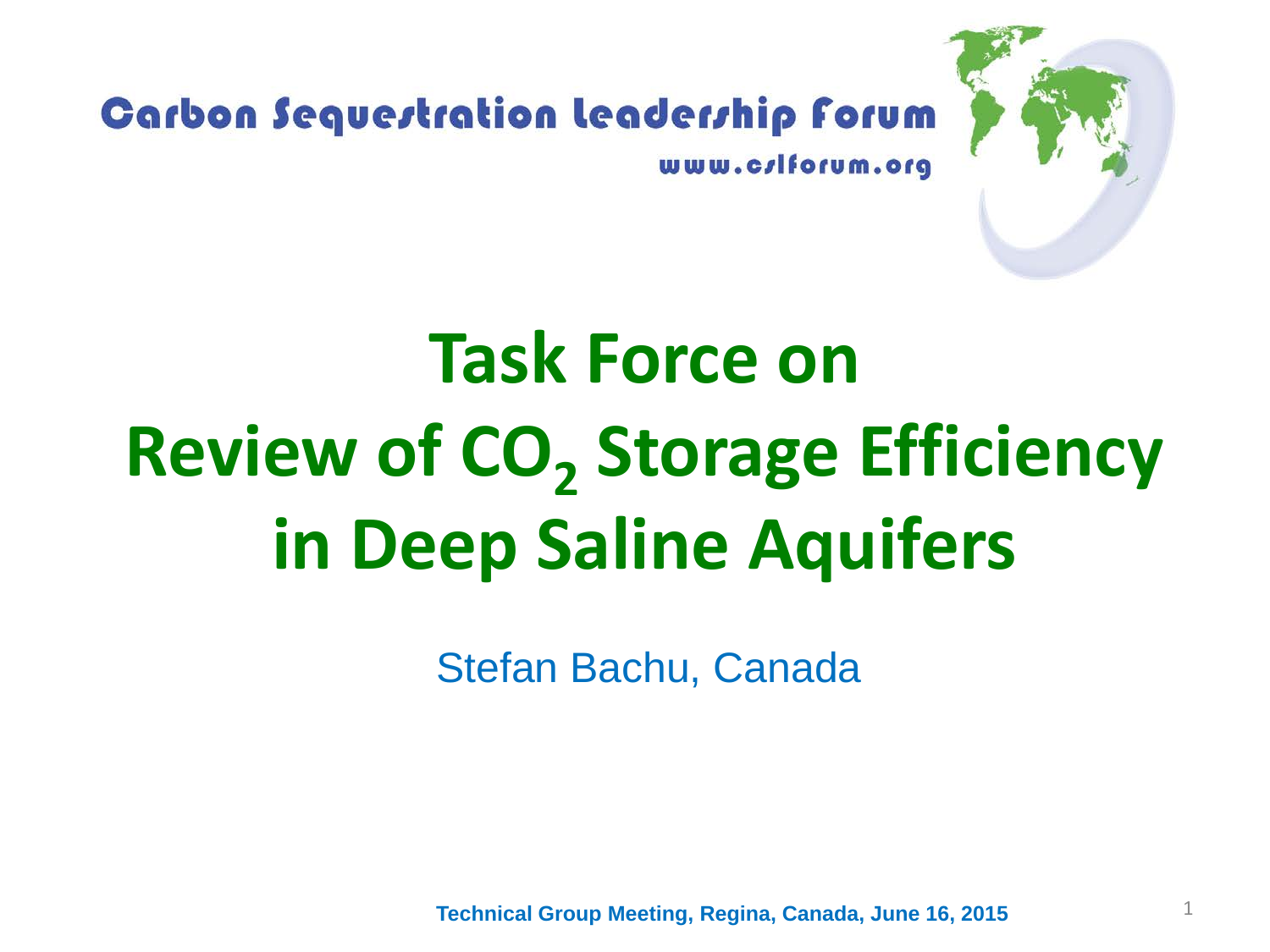Carbon Sequestration Leadership Forum

www.cslforum.org

# Task Force on Review of $CO_2$ Storage Efficiency in Deep Saline Aquifers

Stefan Bachu, Canada

**Technical Group Meeting, Regina, Canada, June 16, 2015**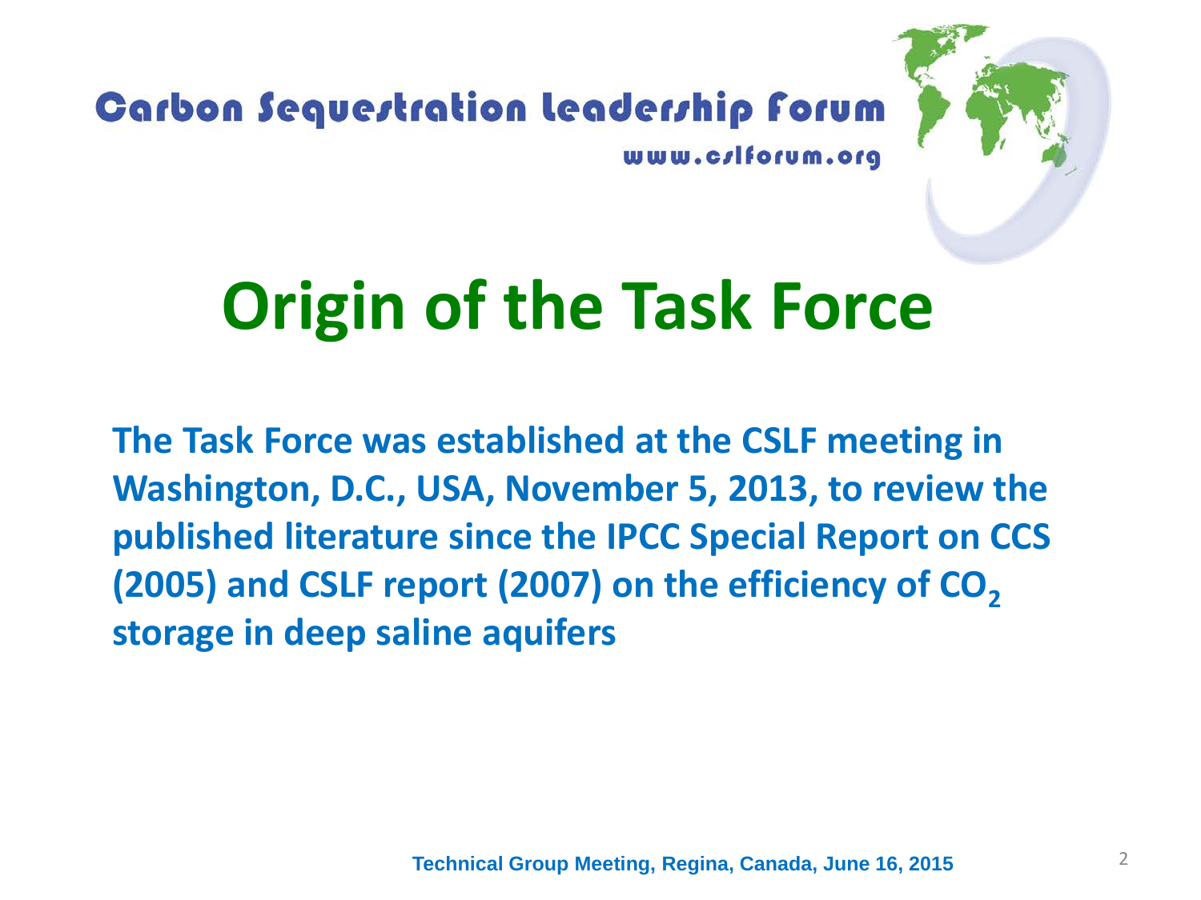Carbon Sequestration Leadership Forum

www.cslforum.org

# Origin of the Task Force

**The Task Force was established at the CSLF meeting in Washington, D.C., USA, November 5, 2013, to review the published literature since the IPCC Special Report on CCS (2005) and CSLF report (2007) on the efficiency of $CO_2$ storage in deep saline aquifers**

Technical Group Meeting, Regina, Canada, June 16, 2015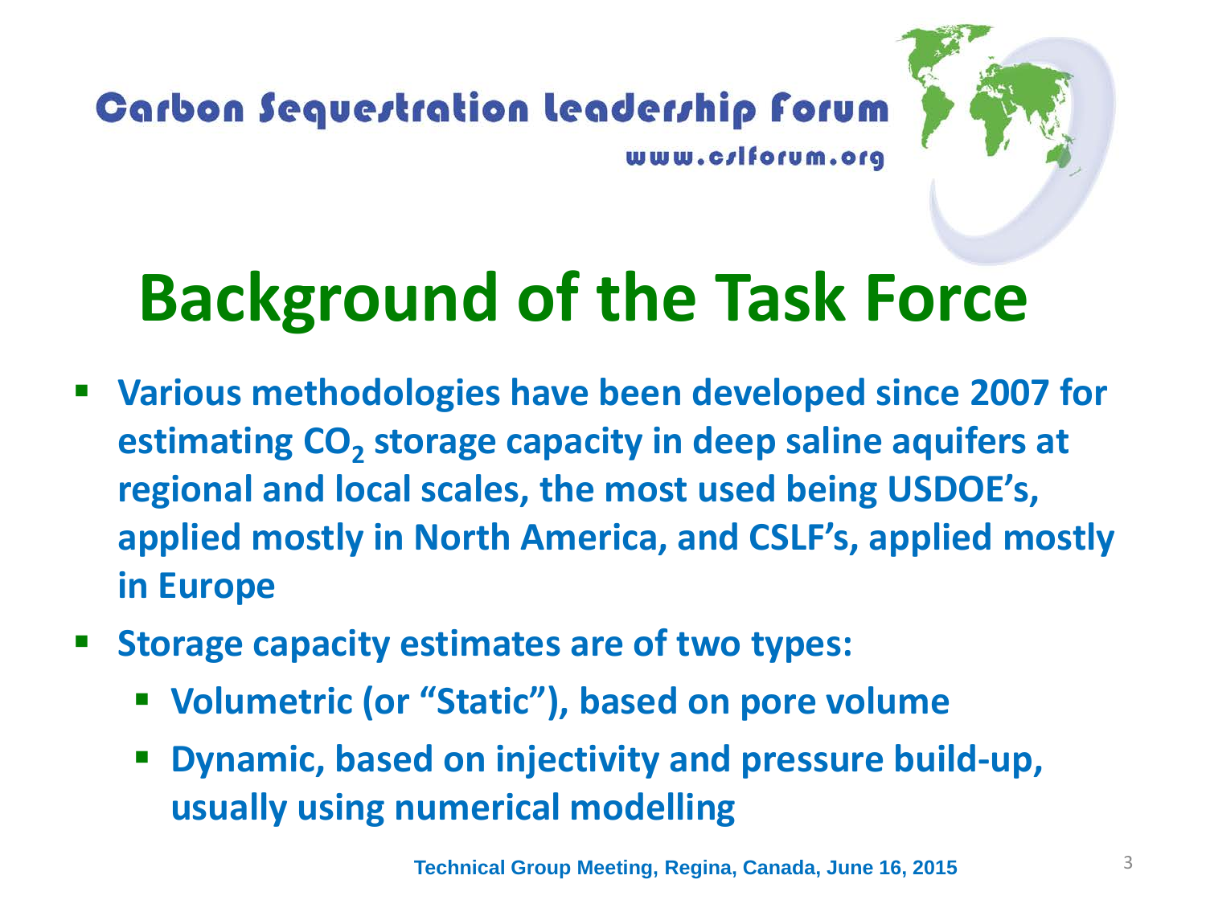# Background of the Task Force

- **Various methodologies have been developed since 2007 for estimating $CO_2$ storage capacity in deep saline aquifers at regional and local scales, the most used being USDOE's, applied mostly in North America, and CSLF's, applied mostly in Europe**
- **Storage capacity estimates are of two types:**
  - **Volumetric (or "Static"), based on pore volume**
  - **Dynamic, based on injectivity and pressure build-up, usually using numerical modelling**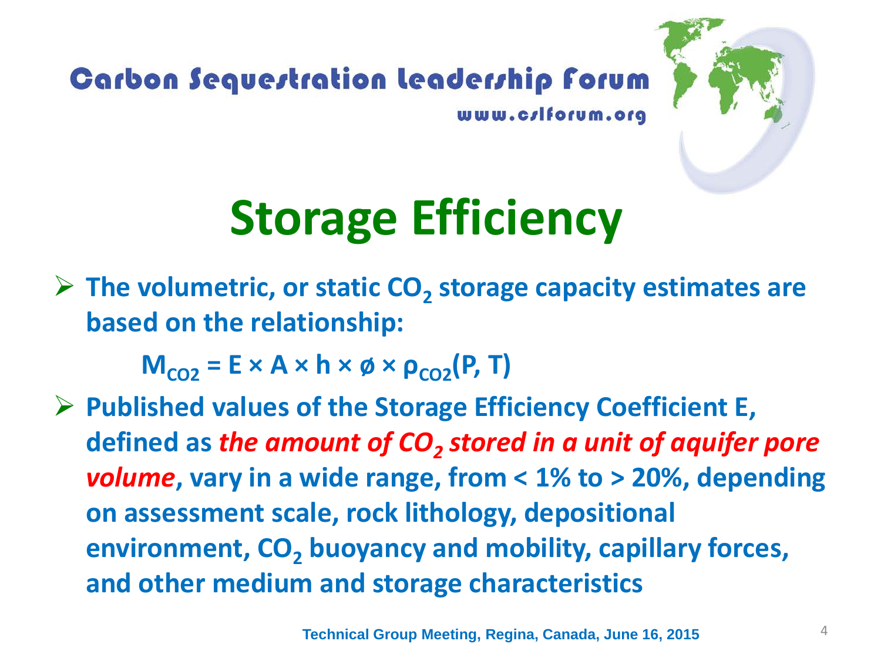# Storage Efficiency

- **The volumetric, or static $CO_2$ storage capacity estimates are based on the relationship:**

$$M_{CO2} = E \times A \times h \times \phi \times \rho_{CO2}(P, T)$$

- **Published values of the Storage Efficiency Coefficient E, defined as *the amount of $CO_2$ stored in a unit of aquifer pore volume*, vary in a wide range, from < 1% to > 20%, depending on assessment scale, rock lithology, depositional environment, $CO_2$ buoyancy and mobility, capillary forces, and other medium and storage characteristics**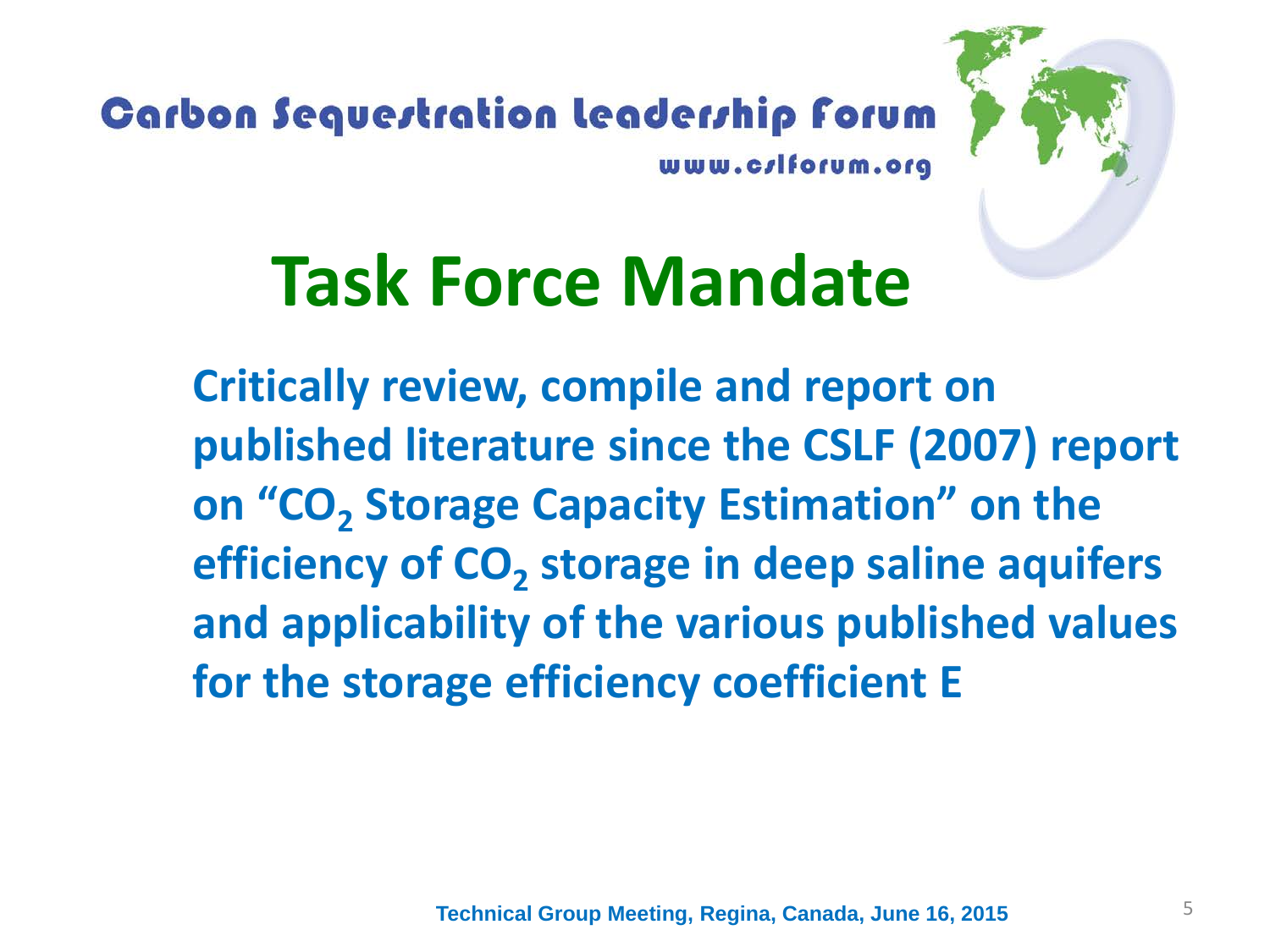# Task Force Mandate

**Critically review, compile and report on published literature since the CSLF (2007) report on "$CO_2$ Storage Capacity Estimation" on the efficiency of $CO_2$ storage in deep saline aquifers and applicability of the various published values for the storage efficiency coefficient E**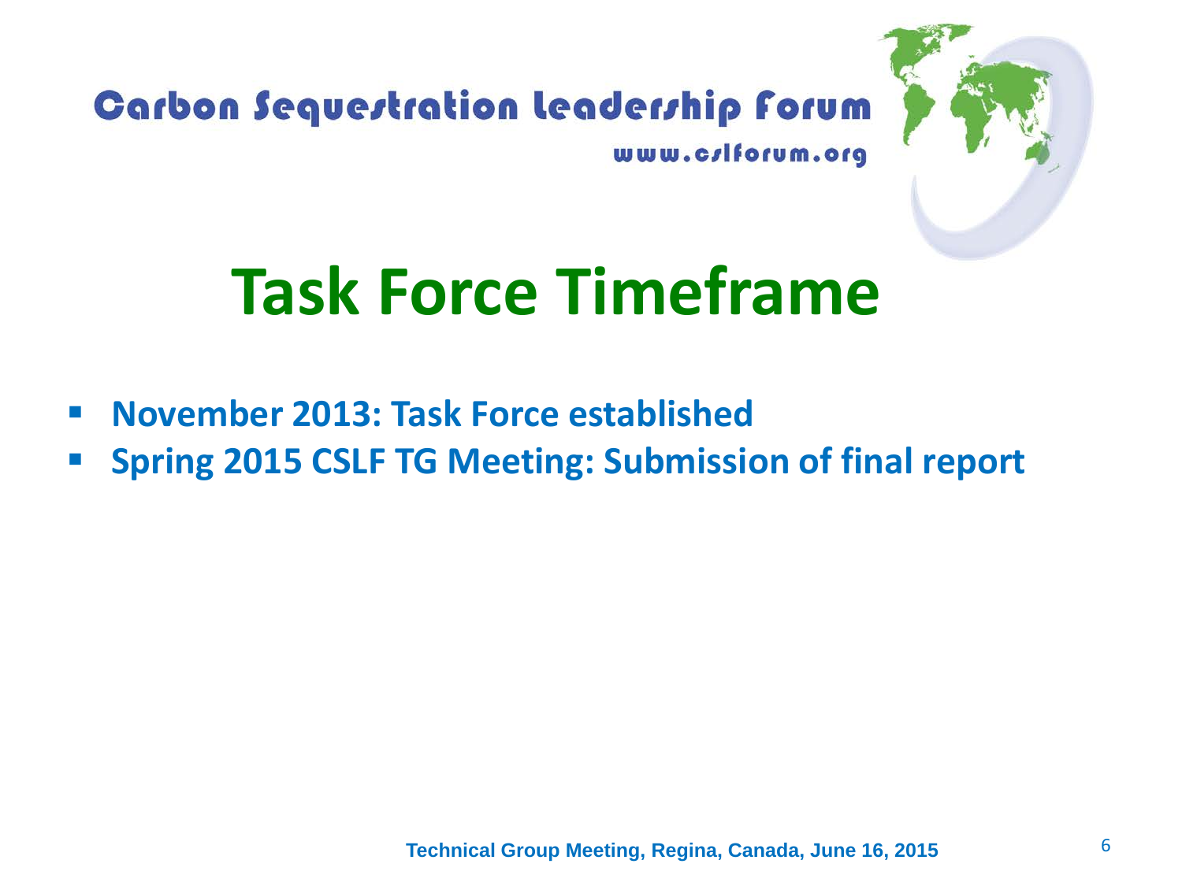# Task Force Timeframe

- **November 2013: Task Force established**
- **Spring 2015 CSLF TG Meeting: Submission of final report**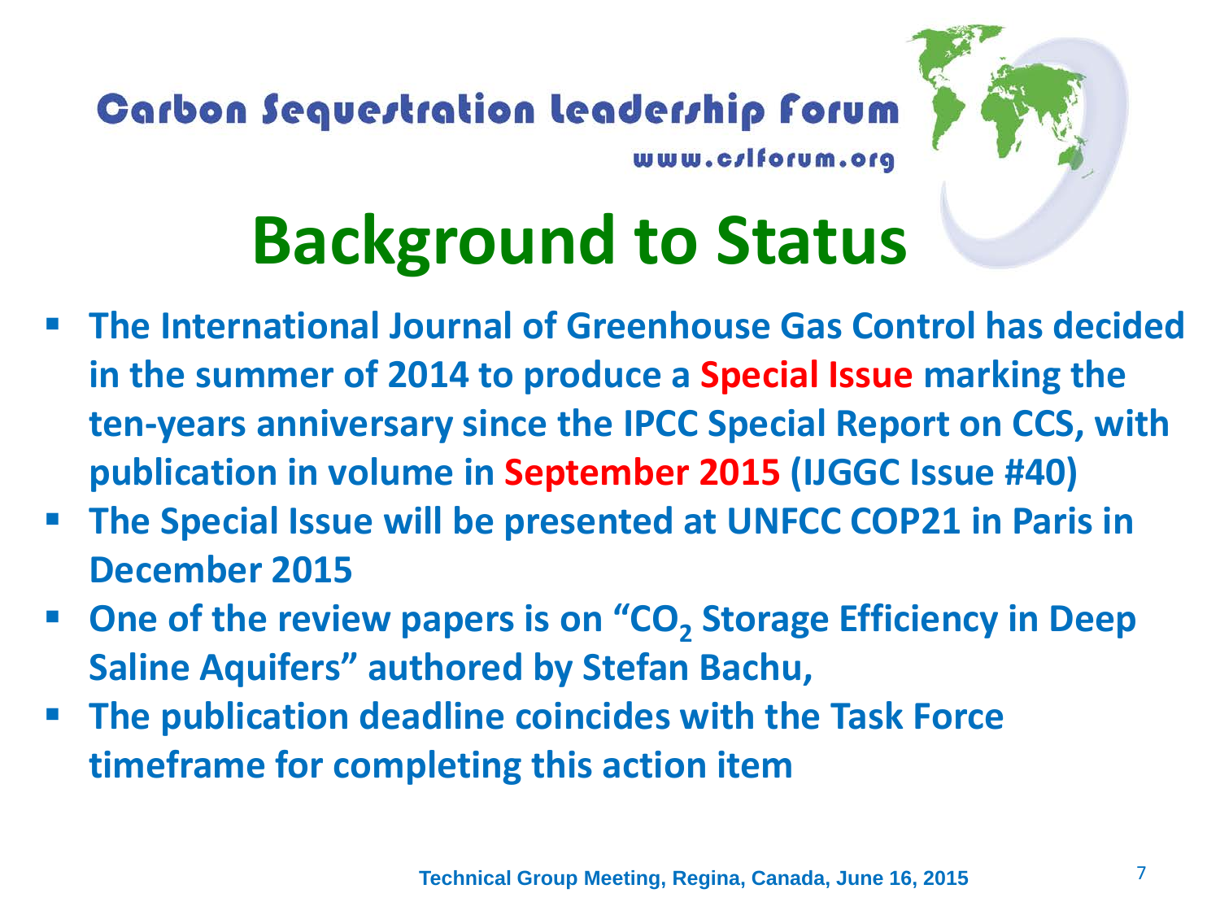# Background to Status

- **The International Journal of Greenhouse Gas Control has decided in the summer of 2014 to produce a Special Issue marking the ten-years anniversary since the IPCC Special Report on CCS, with publication in volume in September 2015 (IJGGC Issue #40)**
- **The Special Issue will be presented at UNFCC COP21 in Paris in December 2015**
- **One of the review papers is on "$CO_2$ Storage Efficiency in Deep Saline Aquifers" authored by Stefan Bachu,**
- **The publication deadline coincides with the Task Force timeframe for completing this action item**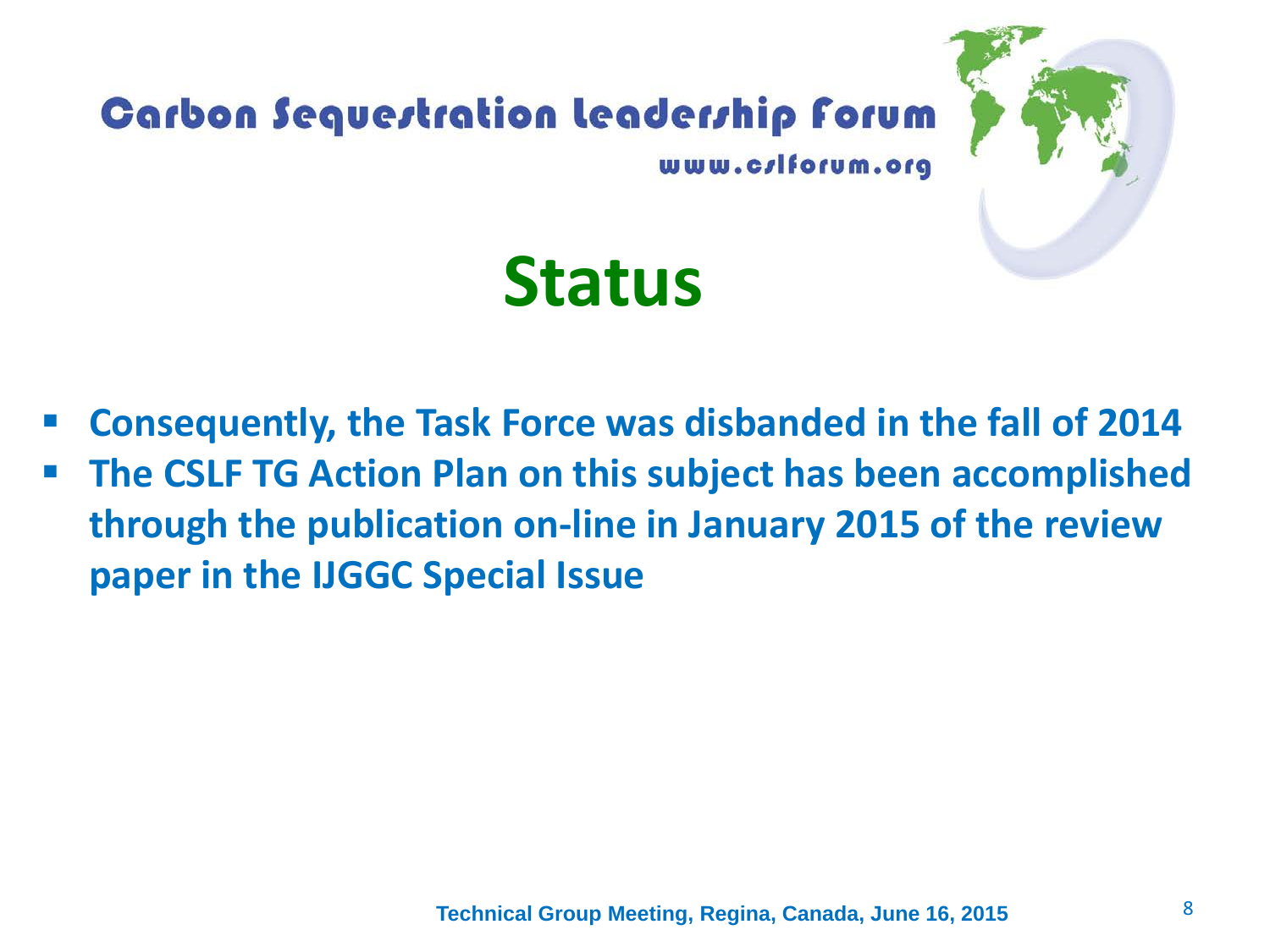# Status

- Consequently, the Task Force was disbanded in the fall of 2014
- The CSLF TG Action Plan on this subject has been accomplished through the publication on-line in January 2015 of the review paper in the IJGGC Special Issue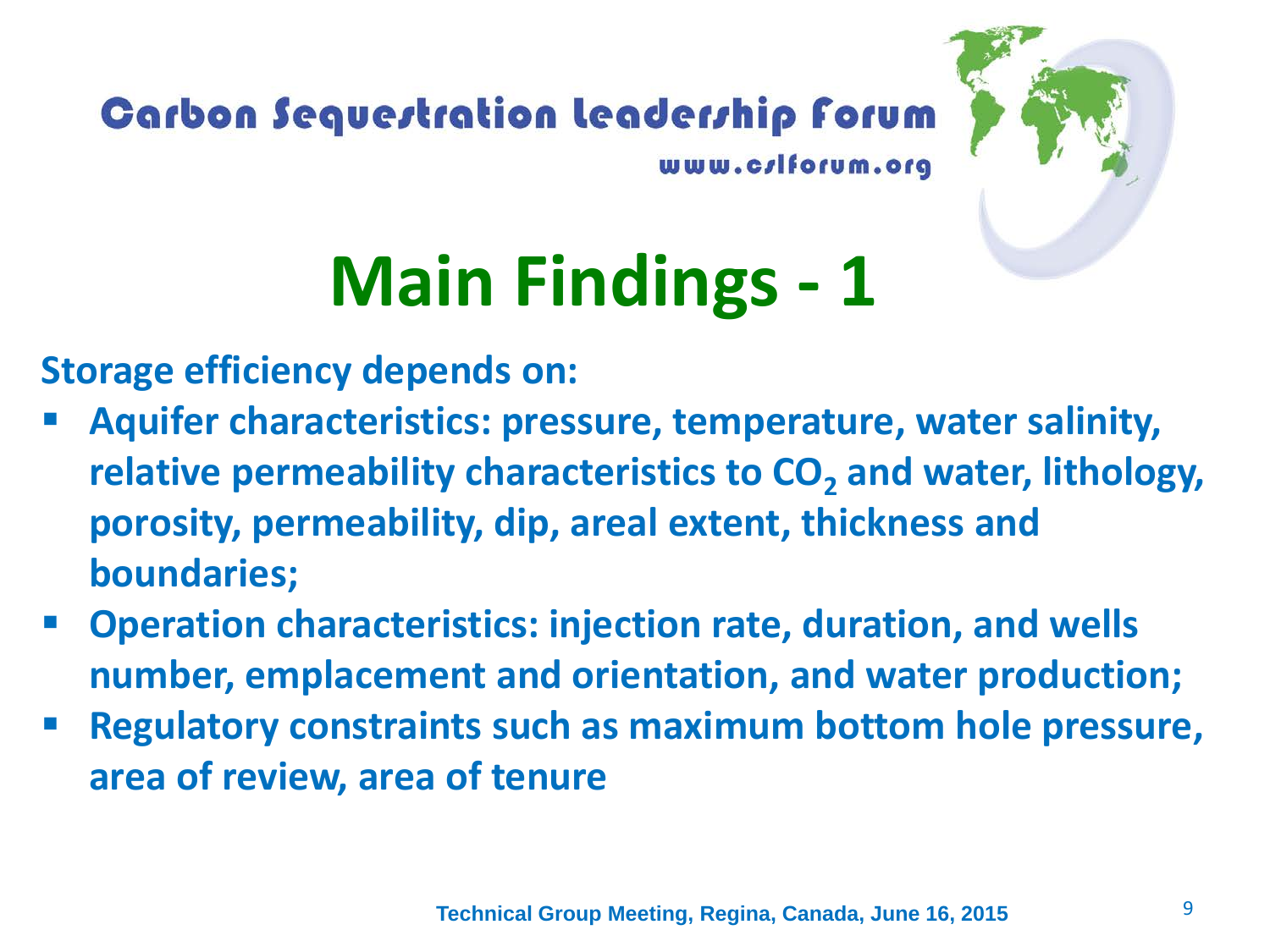# Main Findings - 1

**Storage efficiency depends on:**

- **Aquifer characteristics: pressure, temperature, water salinity, relative permeability characteristics to $CO_2$ and water, lithology, porosity, permeability, dip, areal extent, thickness and boundaries;**
- **Operation characteristics: injection rate, duration, and wells number, emplacement and orientation, and water production;**
- **Regulatory constraints such as maximum bottom hole pressure, area of review, area of tenure**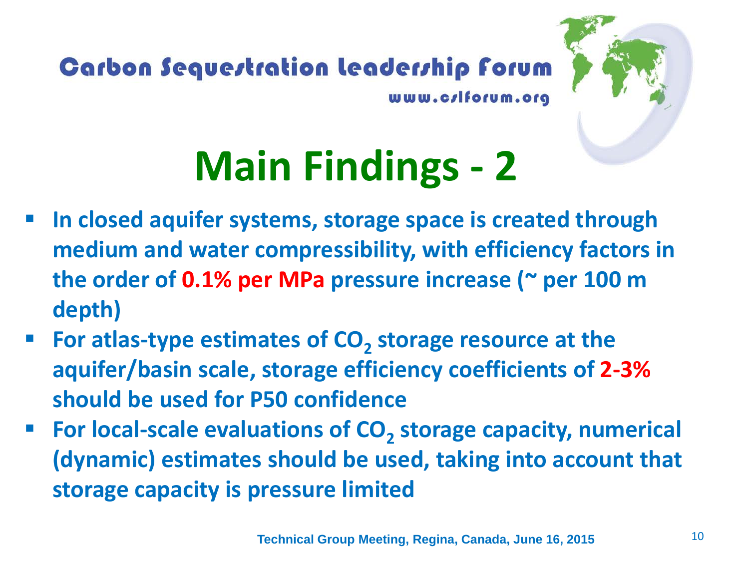# Main Findings - 2

- In closed aquifer systems, storage space is created through medium and water compressibility, with efficiency factors in the order of **0.1% per MPa** pressure increase (~ per 100 m depth)
- For atlas-type estimates of $CO_2$ storage resource at the aquifer/basin scale, storage efficiency coefficients of **2-3%** should be used for P50 confidence
- For local-scale evaluations of $CO_2$ storage capacity, numerical (dynamic) estimates should be used, taking into account that storage capacity is pressure limited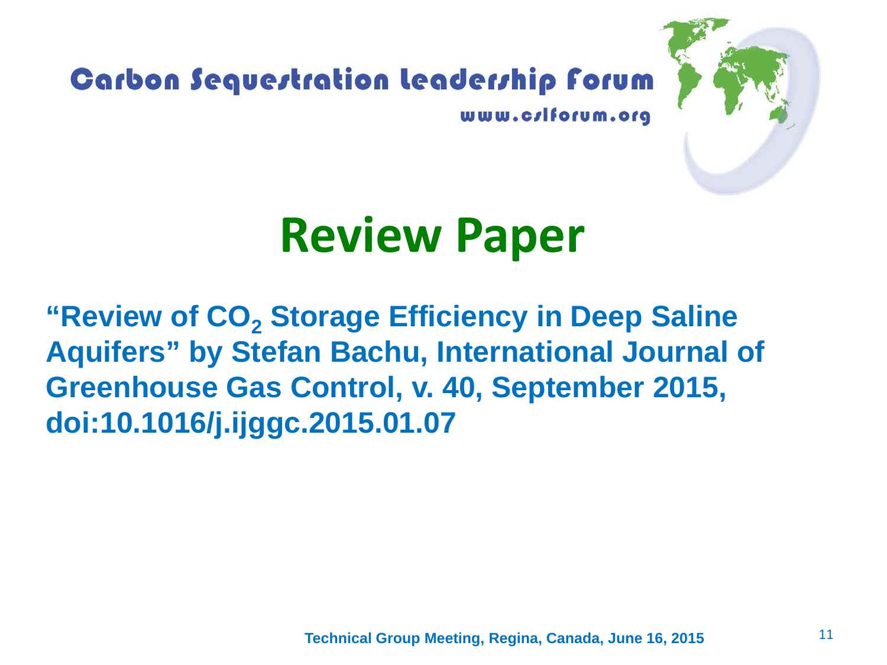Carbon Sequestration Leadership Forum

www.cslforum.org

# Review Paper

**"Review of $CO_2$ Storage Efficiency in Deep Saline Aquifers" by Stefan Bachu, International Journal of Greenhouse Gas Control, v. 40, September 2015, doi:10.1016/j.ijggc.2015.01.07**